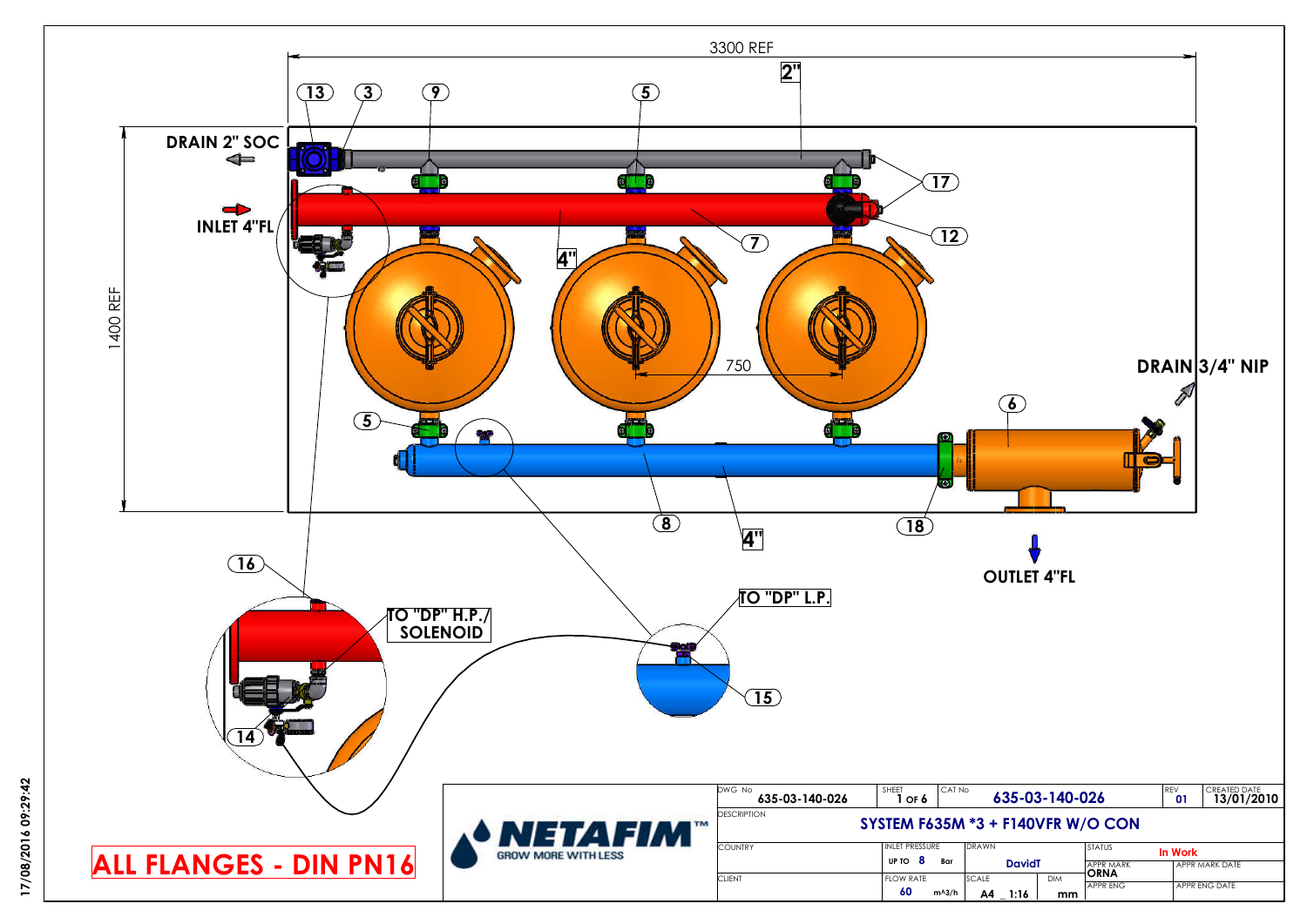3300 REF

2"

13 3 9 5

DRAIN 2" SOC

INLET 4"FL

17

12

7

4"

1400 REF

750

DRAIN 3/4" NIP

6

5

8

4"

18

OUTLET 4"FL

16

TO "DP" H.P./ SOLENOID

TO "DP" L.P.

15

14

**ALL FLANGES - DIN PN16**

NETAFIM™ GROW MORE WITH LESS

| DWG No | SHEET | CAT No | | REV | CREATED DATE |
|---|---|---|---|---|---|
| 635-03-140-026 | 1 OF 6 | 635-03-140-026 | | 01 | 13/01/2010 |
| DESCRIPTION | SYSTEM F635M *3 + F140VFR W/O CON | | | | |
| COUNTRY | INLET PRESSURE: UP TO 8 Bar | DRAWN: DavidT | STATUS: In Work | | |
| | | | APPR MARK: ORNA | APPR MARK DATE | |
| CLIENT | FLOW RATE: 60 m^3/h | SCALE: A4 _ 1:16 | DIM: mm | APPR ENG | APPR ENG DATE |

17/08/2016 09:29:42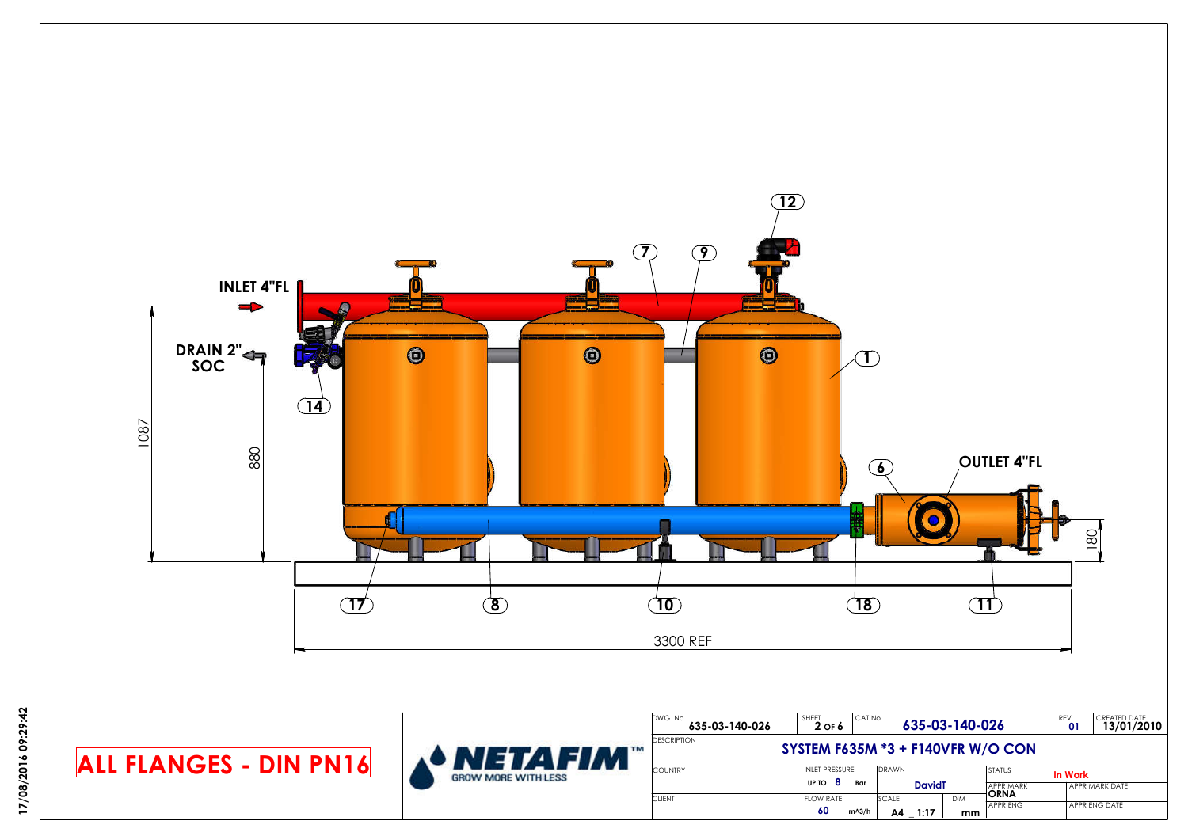INLET 4"FL

DRAIN 2" SOC

OUTLET 4"FL

1087

880

180

3300 REF

12 7 9 1 14 6 17 8 10 18 11

**ALL FLANGES - DIN PN16**

NETAFIM™ GROW MORE WITH LESS

| DWG No | SHEET | CAT No | | REV | CREATED DATE |
|---|---|---|---|---|---|
| 635-03-140-026 | 2 OF 6 | 635-03-140-026 | | 01 | 13/01/2010 |
| DESCRIPTION | SYSTEM F635M *3 + F140VFR W/O CON | | | | |
| COUNTRY | INLET PRESSURE: UP TO 8 Bar | DRAWN: DavidT | STATUS: In Work | | |
| | | | APPR MARK: ORNA | APPR MARK DATE | |
| CLIENT | FLOW RATE: 60 m^3/h | SCALE: A4 _ 1:17 | DIM: mm | APPR ENG | APPR ENG DATE |

17/08/2016 09:29:42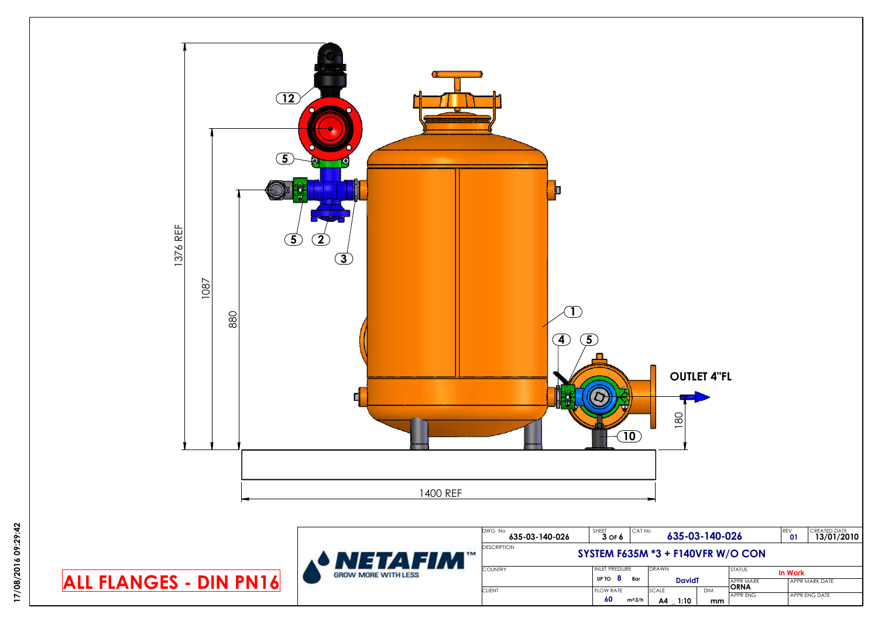1376 REF

1087

880

12

5

5

2

3

1

4

5

10

**OUTLET 4"FL**

180

1400 REF

**ALL FLANGES - DIN PN16**

**NETAFIM™** GROW MORE WITH LESS

| DWG No | SHEET | CAT No | REV | CREATED DATE |
|---|---|---|---|---|
| 635-03-140-026 | 3 OF 6 | 635-03-140-026 | 01 | 13/01/2010 |

| DESCRIPTION | SYSTEM F635M *3 + F140VFR W/O CON | | | |
|---|---|---|---|---|
| COUNTRY | INLET PRESSURE: UP TO 8 Bar | DRAWN: DavidT | STATUS: In Work | |
| | | | APPR MARK: ORNA | APPR MARK DATE |
| CLIENT | FLOW RATE: 60 m^3/h | SCALE: A4 _ 1:10 | DIM: mm | APPR ENG / APPR ENG DATE |

17/08/2016 09:29:42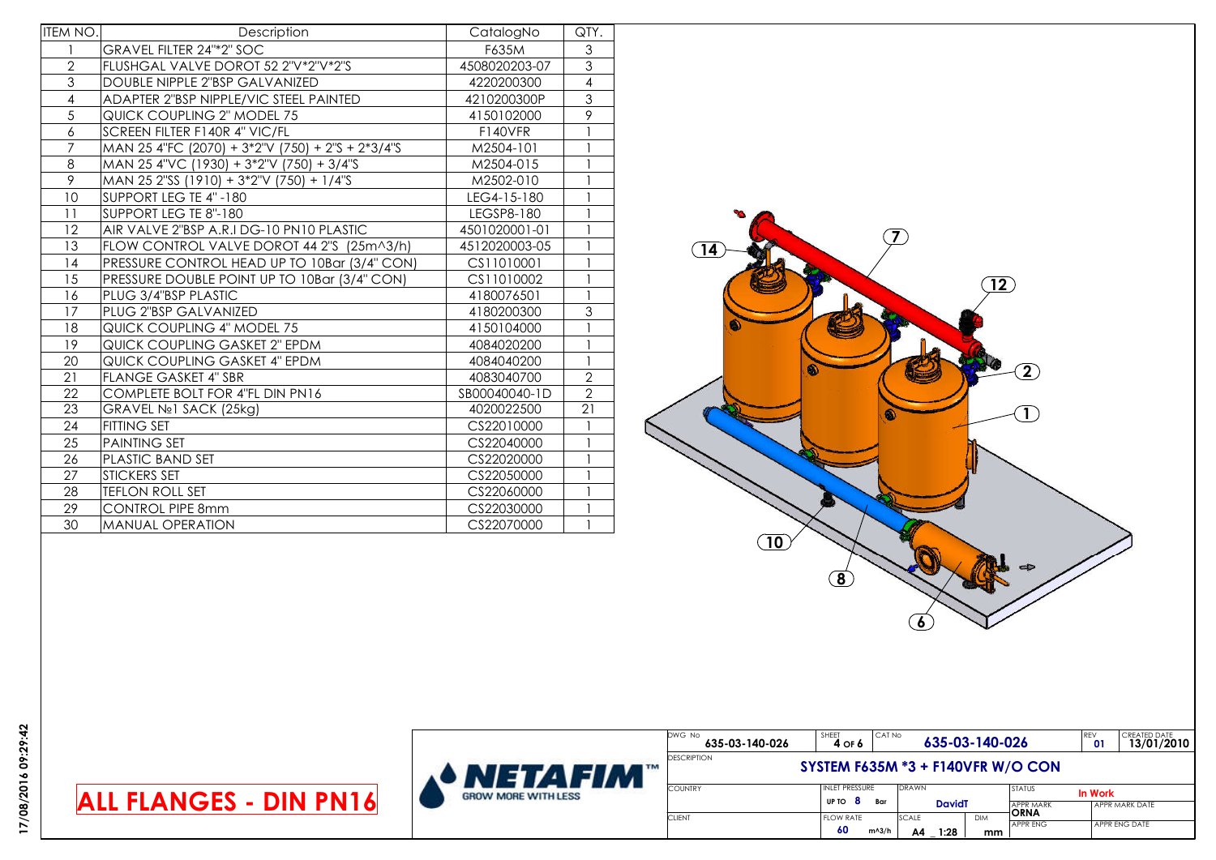| ITEM NO. | Description | CatalogNo | QTY. |
|---|---|---|---|
| 1 | GRAVEL FILTER 24"*2" SOC | F635M | 3 |
| 2 | FLUSHGAL VALVE DOROT 52 2"V*2"V*2"S | 4508020203-07 | 3 |
| 3 | DOUBLE NIPPLE 2"BSP GALVANIZED | 4220200300 | 4 |
| 4 | ADAPTER 2"BSP NIPPLE/VIC STEEL PAINTED | 4210200300P | 3 |
| 5 | QUICK COUPLING 2" MODEL 75 | 4150102000 | 9 |
| 6 | SCREEN FILTER F140R 4" VIC/FL | F140VFR | 1 |
| 7 | MAN 25 4"FC (2070) + 3*2"V (750) + 2"S + 2*3/4"S | M2504-101 | 1 |
| 8 | MAN 25 4"VC (1930) + 3*2"V (750) + 3/4"S | M2504-015 | 1 |
| 9 | MAN 25 2"SS (1910) + 3*2"V (750) + 1/4"S | M2502-010 | 1 |
| 10 | SUPPORT LEG TE 4" -180 | LEG4-15-180 | 1 |
| 11 | SUPPORT LEG TE 8"-180 | LEGSP8-180 | 1 |
| 12 | AIR VALVE 2"BSP A.R.I DG-10 PN10 PLASTIC | 4501020001-01 | 1 |
| 13 | FLOW CONTROL VALVE DOROT 44 2"S (25m^3/h) | 4512020003-05 | 1 |
| 14 | PRESSURE CONTROL HEAD UP TO 10Bar (3/4" CON) | CS11010001 | 1 |
| 15 | PRESSURE DOUBLE POINT UP TO 10Bar (3/4" CON) | CS11010002 | 1 |
| 16 | PLUG 3/4"BSP PLASTIC | 4180076501 | 1 |
| 17 | PLUG 2"BSP GALVANIZED | 4180200300 | 3 |
| 18 | QUICK COUPLING 4" MODEL 75 | 4150104000 | 1 |
| 19 | QUICK COUPLING GASKET 2" EPDM | 4084020200 | 1 |
| 20 | QUICK COUPLING GASKET 4" EPDM | 4084040200 | 1 |
| 21 | FLANGE GASKET 4" SBR | 4083040700 | 2 |
| 22 | COMPLETE BOLT FOR 4"FL DIN PN16 | SB00040040-1D | 2 |
| 23 | GRAVEL №1 SACK (25kg) | 4020022500 | 21 |
| 24 | FITTING SET | CS22010000 | 1 |
| 25 | PAINTING SET | CS22040000 | 1 |
| 26 | PLASTIC BAND SET | CS22020000 | 1 |
| 27 | STICKERS SET | CS22050000 | 1 |
| 28 | TEFLON ROLL SET | CS22060000 | 1 |
| 29 | CONTROL PIPE 8mm | CS22030000 | 1 |
| 30 | MANUAL OPERATION | CS22070000 | 1 |

14
7
12
2
1
10
8
6

**ALL FLANGES - DIN PN16**

NETAFIM™ GROW MORE WITH LESS

| | | | |
|---|---|---|---|
| DWG No 635-03-140-026 | SHEET 4 OF 6 | CAT No 635-03-140-026 | REV 01 / CREATED DATE 13/01/2010 |
| DESCRIPTION | SYSTEM F635M *3 + F140VFR W/O CON | | |
| COUNTRY | INLET PRESSURE UP TO 8 Bar | DRAWN DavidT | STATUS In Work |
| | | | APPR MARK ORNA / APPR MARK DATE |
| CLIENT | FLOW RATE 60 m^3/h | SCALE A4 _ 1:28 / DIM mm | APPR ENG / APPR ENG DATE |

17/08/2016 09:29:42